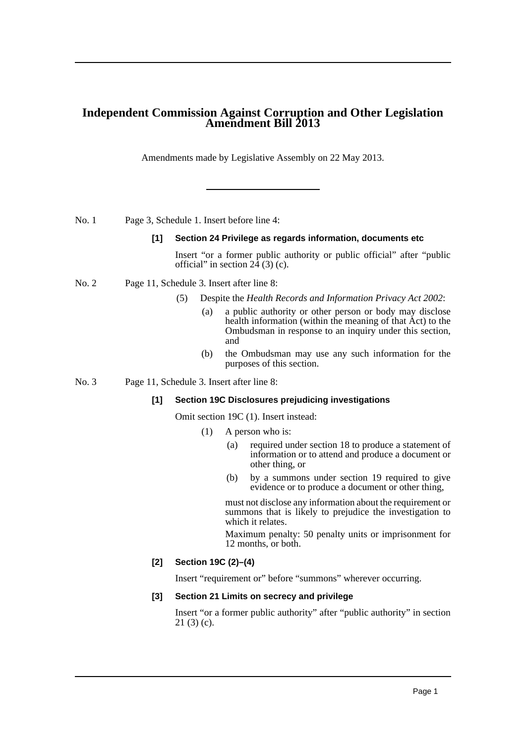# Independent Commission Against Corruption and Other Legislation Amendment Bill 2013

Amendments made by Legislative Assembly on 22 May 2013.

---

No. 1 Page 3, Schedule 1. Insert before line 4:

**[1] Section 24 Privilege as regards information, documents etc**

Insert "or a former public authority or public official" after "public official" in section 24 (3) (c).

No. 2 Page 11, Schedule 3. Insert after line 8:

(5) Despite the *Health Records and Information Privacy Act 2002*:

(a) a public authority or other person or body may disclose health information (within the meaning of that Act) to the Ombudsman in response to an inquiry under this section, and

(b) the Ombudsman may use any such information for the purposes of this section.

No. 3 Page 11, Schedule 3. Insert after line 8:

**[1] Section 19C Disclosures prejudicing investigations**

Omit section 19C (1). Insert instead:

(1) A person who is:

(a) required under section 18 to produce a statement of information or to attend and produce a document or other thing, or

(b) by a summons under section 19 required to give evidence or to produce a document or other thing,

must not disclose any information about the requirement or summons that is likely to prejudice the investigation to which it relates.

Maximum penalty: 50 penalty units or imprisonment for 12 months, or both.

**[2] Section 19C (2)–(4)**

Insert "requirement or" before "summons" wherever occurring.

**[3] Section 21 Limits on secrecy and privilege**

Insert "or a former public authority" after "public authority" in section 21 (3) (c).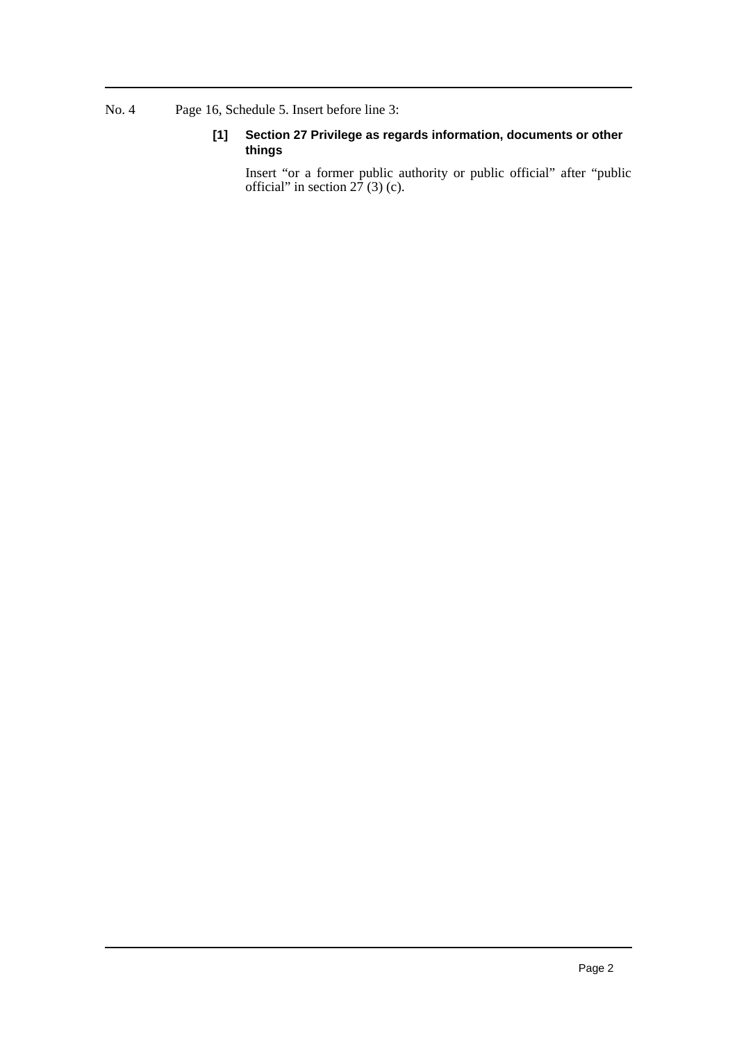No. 4 Page 16, Schedule 5. Insert before line 3:

**[1] Section 27 Privilege as regards information, documents or other things**

Insert "or a former public authority or public official" after "public official" in section 27 (3) (c).